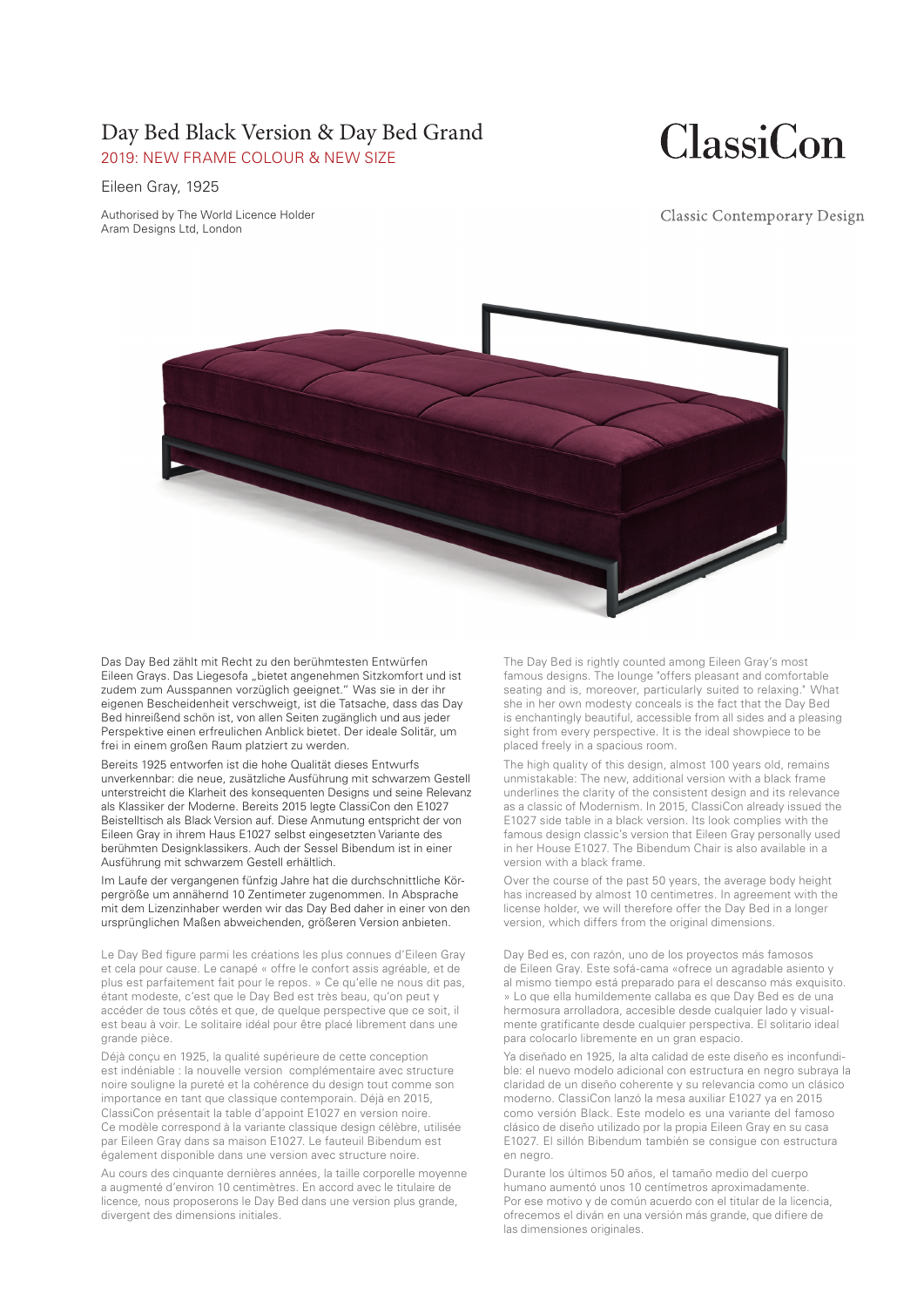# Day Bed Black Version & Day Bed Grand

2019: NEW FRAME COLOUR & NEW SIZE

Eileen Gray, 1925

Authorised by The World Licence Holder
Aram Designs Ltd, London

ClassiCon

Classic Contemporary Design

Das Day Bed zählt mit Recht zu den berühmtesten Entwürfen Eileen Grays. Das Liegesofa „bietet angenehmen Sitzkomfort und ist zudem zum Ausspannen vorzüglich geeignet." Was sie in der ihr eigenen Bescheidenheit verschweigt, ist die Tatsache, dass das Day Bed hinreißend schön ist, von allen Seiten zugänglich und aus jeder Perspektive einen erfreulichen Anblick bietet. Der ideale Solitär, um frei in einem großen Raum platziert zu werden.

Bereits 1925 entworfen ist die hohe Qualität dieses Entwurfs unverkennbar: die neue, zusätzliche Ausführung mit schwarzem Gestell unterstreicht die Klarheit des konsequenten Designs und seine Relevanz als Klassiker der Moderne. Bereits 2015 legte ClassiCon den E1027 Beistelltisch als Black Version auf. Diese Anmutung entspricht der von Eileen Gray in ihrem Haus E1027 selbst eingesetzten Variante des berühmten Designklassikers. Auch der Sessel Bibendum ist in einer Ausführung mit schwarzem Gestell erhältlich.

Im Laufe der vergangenen fünfzig Jahre hat die durchschnittliche Körpergröße um annähernd 10 Zentimeter zugenommen. In Absprache mit dem Lizenzinhaber werden wir das Day Bed daher in einer von den ursprünglichen Maßen abweichenden, größeren Version anbieten.

The Day Bed is rightly counted among Eileen Gray's most famous designs. The lounge "offers pleasant and comfortable seating and is, moreover, particularly suited to relaxing." What she in her own modesty conceals is the fact that the Day Bed is enchantingly beautiful, accessible from all sides and a pleasing sight from every perspective. It is the ideal showpiece to be placed freely in a spacious room.

The high quality of this design, almost 100 years old, remains unmistakable: The new, additional version with a black frame underlines the clarity of the consistent design and its relevance as a classic of Modernism. In 2015, ClassiCon already issued the E1027 side table in a black version. Its look complies with the famous design classic's version that Eileen Gray personally used in her House E1027. The Bibendum Chair is also available in a version with a black frame.

Over the course of the past 50 years, the average body height has increased by almost 10 centimetres. In agreement with the license holder, we will therefore offer the Day Bed in a longer version, which differs from the original dimensions.

Le Day Bed figure parmi les créations les plus connues d'Eileen Gray et cela pour cause. Le canapé « offre le confort assis agréable, et de plus est parfaitement fait pour le repos. » Ce qu'elle ne nous dit pas, étant modeste, c'est que le Day Bed est très beau, qu'on peut y accéder de tous côtés et que, de quelque perspective que ce soit, il est beau à voir. Le solitaire idéal pour être placé librement dans une grande pièce.

Déjà conçu en 1925, la qualité supérieure de cette conception est indéniable : la nouvelle version complémentaire avec structure noire souligne la pureté et la cohérence du design tout comme son importance en tant que classique contemporain. Déjà en 2015, ClassiCon présentait la table d'appoint E1027 en version noire. Ce modèle correspond à la variante classique design célèbre, utilisée par Eileen Gray dans sa maison E1027. Le fauteuil Bibendum est également disponible dans une version avec structure noire.

Au cours des cinquante dernières années, la taille corporelle moyenne a augmenté d'environ 10 centimètres. En accord avec le titulaire de licence, nous proposerons le Day Bed dans une version plus grande, divergent des dimensions initiales.

Day Bed es, con razón, uno de los proyectos más famosos de Eileen Gray. Este sofá-cama «ofrece un agradable asiento y al mismo tiempo está preparado para el descanso más exquisito. » Lo que ella humildemente callaba es que Day Bed es de una hermosura arrolladora, accesible desde cualquier lado y visualmente gratificante desde cualquier perspectiva. El solitario ideal para colocarlo libremente en un gran espacio.

Ya diseñado en 1925, la alta calidad de este diseño es inconfundible: el nuevo modelo adicional con estructura en negro subraya la claridad de un diseño coherente y su relevancia como un clásico moderno. ClassiCon lanzó la mesa auxiliar E1027 ya en 2015 como versión Black. Este modelo es una variante del famoso clásico de diseño utilizado por la propia Eileen Gray en su casa E1027. El sillón Bibendum también se consigue con estructura en negro.

Durante los últimos 50 años, el tamaño medio del cuerpo humano aumentó unos 10 centímetros aproximadamente. Por ese motivo y de común acuerdo con el titular de la licencia, ofrecemos el diván en una versión más grande, que difiere de las dimensiones originales.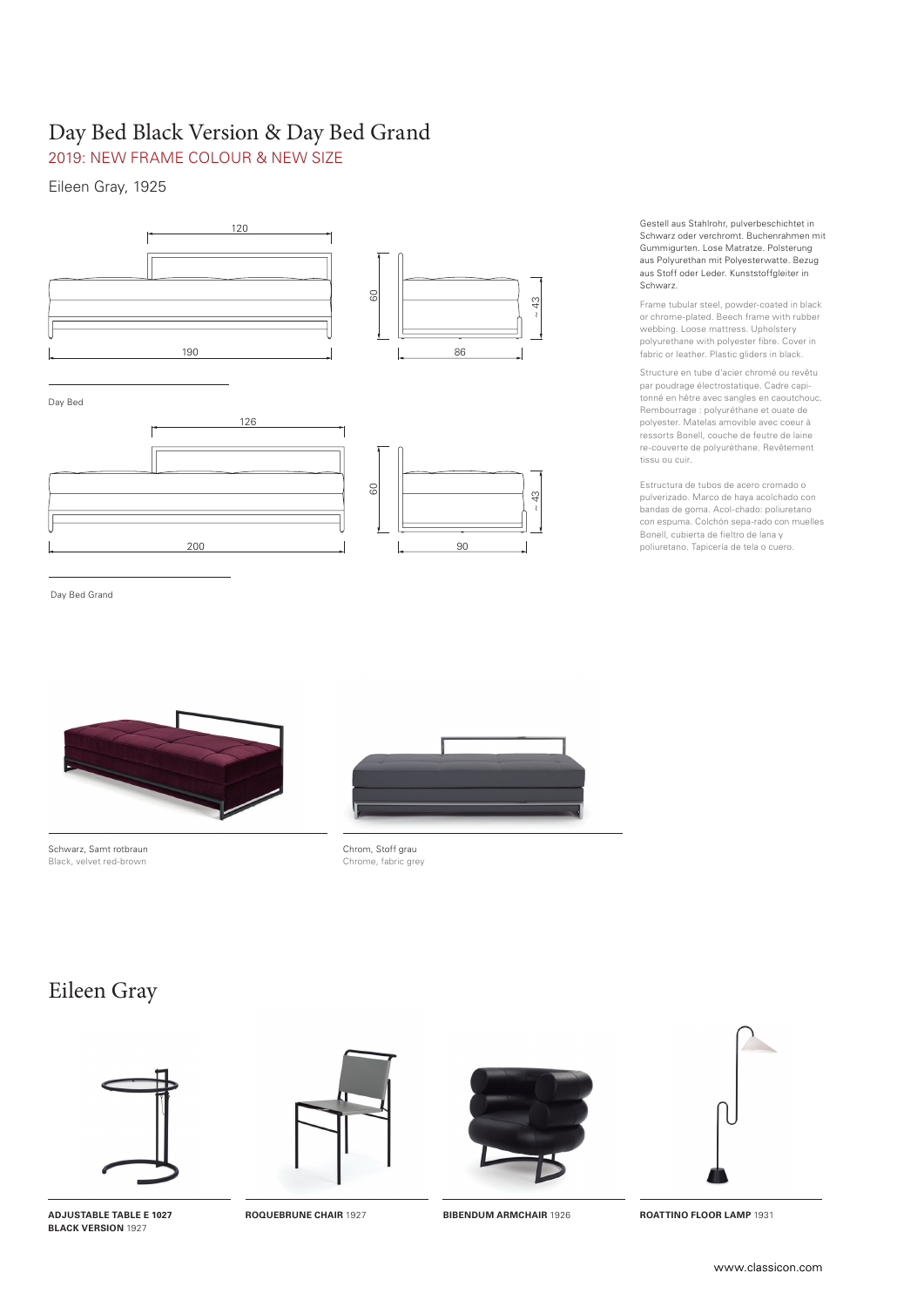# Day Bed Black Version & Day Bed Grand

## 2019: NEW FRAME COLOUR & NEW SIZE

Eileen Gray, 1925

120

60

~ 43

190

86

Day Bed

126

60

~ 43

200

90

Day Bed Grand

Gestell aus Stahlrohr, pulverbeschichtet in Schwarz oder verchromt. Buchenrahmen mit Gummigurten. Lose Matratze. Polsterung aus Polyurethan mit Polyesterwatte. Bezug aus Stoff oder Leder. Kunststoffgleiter in Schwarz.

Frame tubular steel, powder-coated in black or chrome-plated. Beech frame with rubber webbing. Loose mattress. Upholstery polyurethane with polyester fibre. Cover in fabric or leather. Plastic gliders in black.

Structure en tube d'acier chromé ou revêtu par poudrage électrostatique. Cadre capitonné en hêtre avec sangles en caoutchouc. Rembourrage : polyuréthane et ouate de polyester. Matelas amovible avec coeur à ressorts Bonell, couche de feutre de laine re-couverte de polyuréthane. Revêtement tissu ou cuir.

Estructura de tubos de acero cromado o pulverizado. Marco de haya acolchado con bandas de goma. Acol-chado: poliuretano con espuma. Colchón sepa-rado con muelles Bonell, cubierta de fieltro de lana y poliuretano. Tapicería de tela o cuero.

Schwarz, Samt rotbraun
Black, velvet red-brown

Chrom, Stoff grau
Chrome, fabric grey

# Eileen Gray

**ADJUSTABLE TABLE E 1027 BLACK VERSION** 1927

**ROQUEBRUNE CHAIR** 1927

**BIBENDUM ARMCHAIR** 1926

**ROATTINO FLOOR LAMP** 1931

www.classicon.com